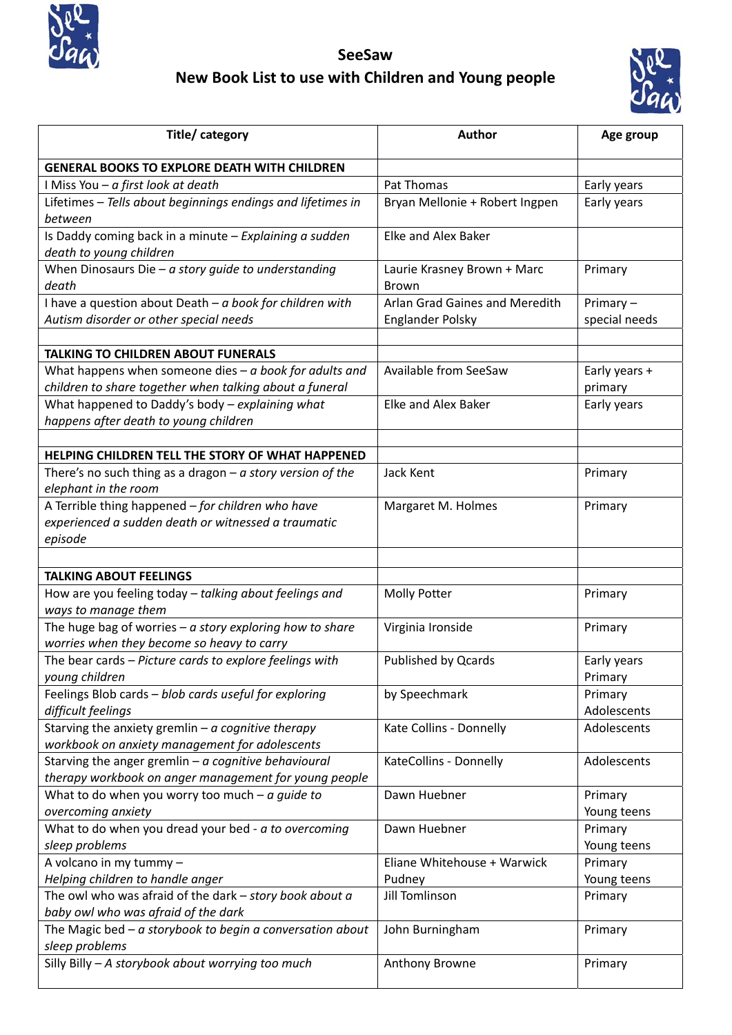# SeeSaw

## New Book List to use with Children and Young people

| Title/ category | Author | Age group |
|---|---|---|
| **GENERAL BOOKS TO EXPLORE DEATH WITH CHILDREN** | | |
| I Miss You – *a first look at death* | Pat Thomas | Early years |
| Lifetimes – *Tells about beginnings endings and lifetimes in between* | Bryan Mellonie + Robert Ingpen | Early years |
| Is Daddy coming back in a minute – *Explaining a sudden death to young children* | Elke and Alex Baker | |
| When Dinosaurs Die – *a story guide to understanding death* | Laurie Krasney Brown + Marc Brown | Primary |
| I have a question about Death – *a book for children with Autism disorder or other special needs* | Arlan Grad Gaines and Meredith Englander Polsky | Primary – special needs |
| | | |
| **TALKING TO CHILDREN ABOUT FUNERALS** | | |
| What happens when someone dies – *a book for adults and children to share together when talking about a funeral* | Available from SeeSaw | Early years + primary |
| What happened to Daddy's body – *explaining what happens after death to young children* | Elke and Alex Baker | Early years |
| | | |
| **HELPING CHILDREN TELL THE STORY OF WHAT HAPPENED** | | |
| There's no such thing as a dragon – *a story version of the elephant in the room* | Jack Kent | Primary |
| A Terrible thing happened – *for children who have experienced a sudden death or witnessed a traumatic episode* | Margaret M. Holmes | Primary |
| | | |
| **TALKING ABOUT FEELINGS** | | |
| How are you feeling today – *talking about feelings and ways to manage them* | Molly Potter | Primary |
| The huge bag of worries – *a story exploring how to share worries when they become so heavy to carry* | Virginia Ironside | Primary |
| The bear cards – *Picture cards to explore feelings with young children* | Published by Qcards | Early years Primary |
| Feelings Blob cards – *blob cards useful for exploring difficult feelings* | by Speechmark | Primary Adolescents |
| Starving the anxiety gremlin – *a cognitive therapy workbook on anxiety management for adolescents* | Kate Collins - Donnelly | Adolescents |
| Starving the anger gremlin – *a cognitive behavioural therapy workbook on anger management for young people* | KateCollins - Donnelly | Adolescents |
| What to do when you worry too much – *a guide to overcoming anxiety* | Dawn Huebner | Primary Young teens |
| What to do when you dread your bed - *a to overcoming sleep problems* | Dawn Huebner | Primary Young teens |
| A volcano in my tummy – *Helping children to handle anger* | Eliane Whitehouse + Warwick Pudney | Primary Young teens |
| The owl who was afraid of the dark – *story book about a baby owl who was afraid of the dark* | Jill Tomlinson | Primary |
| The Magic bed – *a storybook to begin a conversation about sleep problems* | John Burningham | Primary |
| Silly Billy – *A storybook about worrying too much* | Anthony Browne | Primary |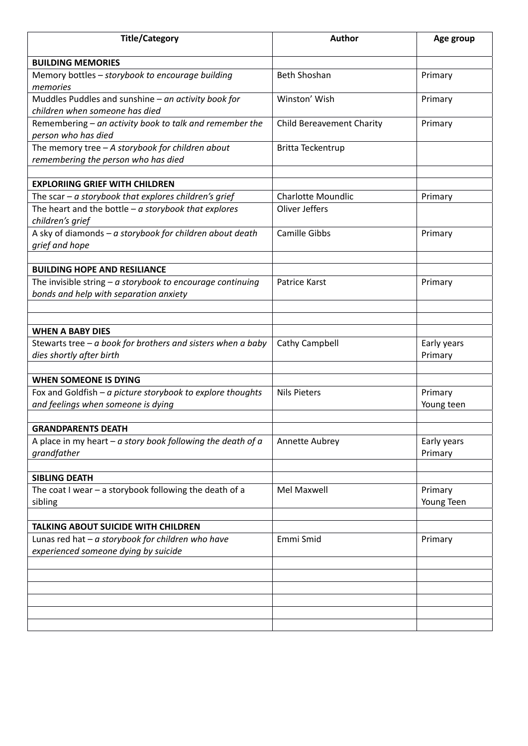| Title/Category | Author | Age group |
|---|---|---|
| **BUILDING MEMORIES** | | |
| Memory bottles – *storybook to encourage building memories* | Beth Shoshan | Primary |
| Muddles Puddles and sunshine – *an activity book for children when someone has died* | Winston' Wish | Primary |
| Remembering – *an activity book to talk and remember the person who has died* | Child Bereavement Charity | Primary |
| The memory tree – *A storybook for children about remembering the person who has died* | Britta Teckentrup | |
| | | |
| **EXPLORIING GRIEF WITH CHILDREN** | | |
| The scar – *a storybook that explores children's grief* | Charlotte Moundlic | Primary |
| The heart and the bottle – *a storybook that explores children's grief* | Oliver Jeffers | |
| A sky of diamonds – *a storybook for children about death grief and hope* | Camille Gibbs | Primary |
| | | |
| **BUILDING HOPE AND RESILIANCE** | | |
| The invisible string – *a storybook to encourage continuing bonds and help with separation anxiety* | Patrice Karst | Primary |
| | | |
| | | |
| **WHEN A BABY DIES** | | |
| Stewarts tree – *a book for brothers and sisters when a baby dies shortly after birth* | Cathy Campbell | Early years Primary |
| | | |
| **WHEN SOMEONE IS DYING** | | |
| Fox and Goldfish – *a picture storybook to explore thoughts and feelings when someone is dying* | Nils Pieters | Primary Young teen |
| | | |
| **GRANDPARENTS DEATH** | | |
| A place in my heart – *a story book following the death of a grandfather* | Annette Aubrey | Early years Primary |
| | | |
| **SIBLING DEATH** | | |
| The coat I wear – a storybook following the death of a sibling | Mel Maxwell | Primary Young Teen |
| | | |
| **TALKING ABOUT SUICIDE WITH CHILDREN** | | |
| Lunas red hat – *a storybook for children who have experienced someone dying by suicide* | Emmi Smid | Primary |
| | | |
| | | |
| | | |
| | | |
| | | |
| | | |